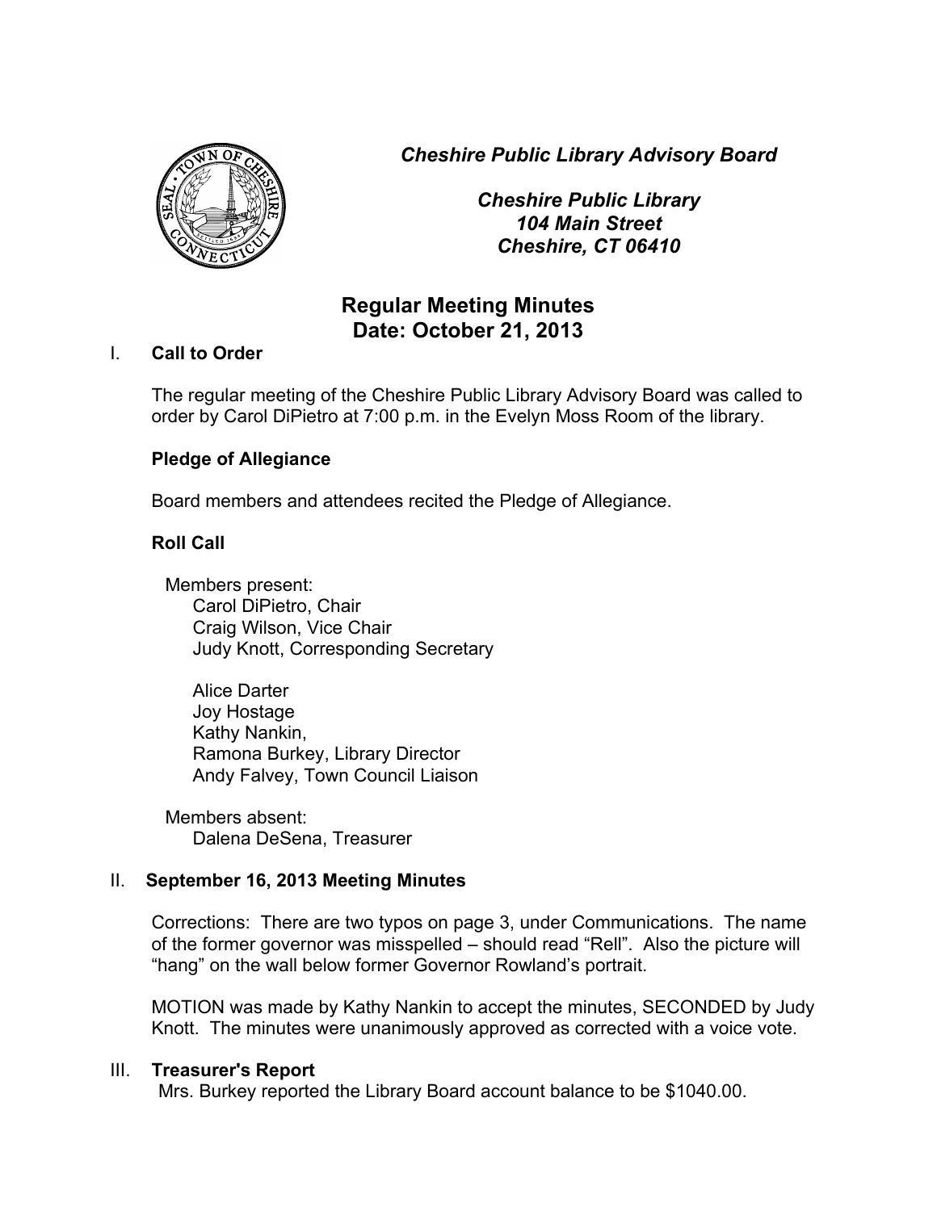*Cheshire Public Library Advisory Board*

*Cheshire Public Library*
*104 Main Street*
*Cheshire, CT 06410*

# Regular Meeting Minutes
## Date: October 21, 2013

## I. Call to Order

The regular meeting of the Cheshire Public Library Advisory Board was called to order by Carol DiPietro at 7:00 p.m. in the Evelyn Moss Room of the library.

**Pledge of Allegiance**

Board members and attendees recited the Pledge of Allegiance.

**Roll Call**

Members present:
- Carol DiPietro, Chair
- Craig Wilson, Vice Chair
- Judy Knott, Corresponding Secretary

- Alice Darter
- Joy Hostage
- Kathy Nankin,
- Ramona Burkey, Library Director
- Andy Falvey, Town Council Liaison

Members absent:
- Dalena DeSena, Treasurer

## II. September 16, 2013 Meeting Minutes

Corrections: There are two typos on page 3, under Communications. The name of the former governor was misspelled – should read "Rell". Also the picture will "hang" on the wall below former Governor Rowland's portrait.

MOTION was made by Kathy Nankin to accept the minutes, SECONDED by Judy Knott. The minutes were unanimously approved as corrected with a voice vote.

## III. Treasurer's Report

Mrs. Burkey reported the Library Board account balance to be $1040.00.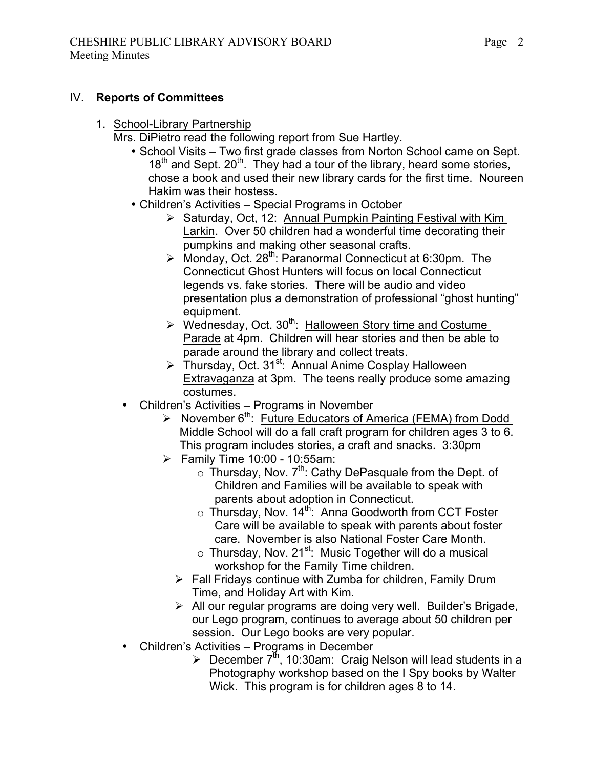## IV. Reports of Committees

1. <u>School-Library Partnership</u>

   Mrs. DiPietro read the following report from Sue Hartley.

   - School Visits – Two first grade classes from Norton School came on Sept. 18th and Sept. 20th. They had a tour of the library, heard some stories, chose a book and used their new library cards for the first time. Noureen Hakim was their hostess.
   - Children's Activities – Special Programs in October
     - Saturday, Oct, 12: <u>Annual Pumpkin Painting Festival with Kim Larkin</u>. Over 50 children had a wonderful time decorating their pumpkins and making other seasonal crafts.
     - Monday, Oct. 28th: <u>Paranormal Connecticut</u> at 6:30pm. The Connecticut Ghost Hunters will focus on local Connecticut legends vs. fake stories. There will be audio and video presentation plus a demonstration of professional "ghost hunting" equipment.
     - Wednesday, Oct. 30th: <u>Halloween Story time and Costume Parade</u> at 4pm. Children will hear stories and then be able to parade around the library and collect treats.
     - Thursday, Oct. 31st: <u>Annual Anime Cosplay Halloween Extravaganza</u> at 3pm. The teens really produce some amazing costumes.
   - Children's Activities – Programs in November
     - November 6th: <u>Future Educators of America (FEMA) from Dodd</u> Middle School will do a fall craft program for children ages 3 to 6. This program includes stories, a craft and snacks. 3:30pm
     - Family Time 10:00 - 10:55am:
       - Thursday, Nov. 7th: Cathy DePasquale from the Dept. of Children and Families will be available to speak with parents about adoption in Connecticut.
       - Thursday, Nov. 14th: Anna Goodworth from CCT Foster Care will be available to speak with parents about foster care. November is also National Foster Care Month.
       - Thursday, Nov. 21st: Music Together will do a musical workshop for the Family Time children.
     - Fall Fridays continue with Zumba for children, Family Drum Time, and Holiday Art with Kim.
     - All our regular programs are doing very well. Builder's Brigade, our Lego program, continues to average about 50 children per session. Our Lego books are very popular.
   - Children's Activities – Programs in December
     - December 7th, 10:30am: Craig Nelson will lead students in a Photography workshop based on the I Spy books by Walter Wick. This program is for children ages 8 to 14.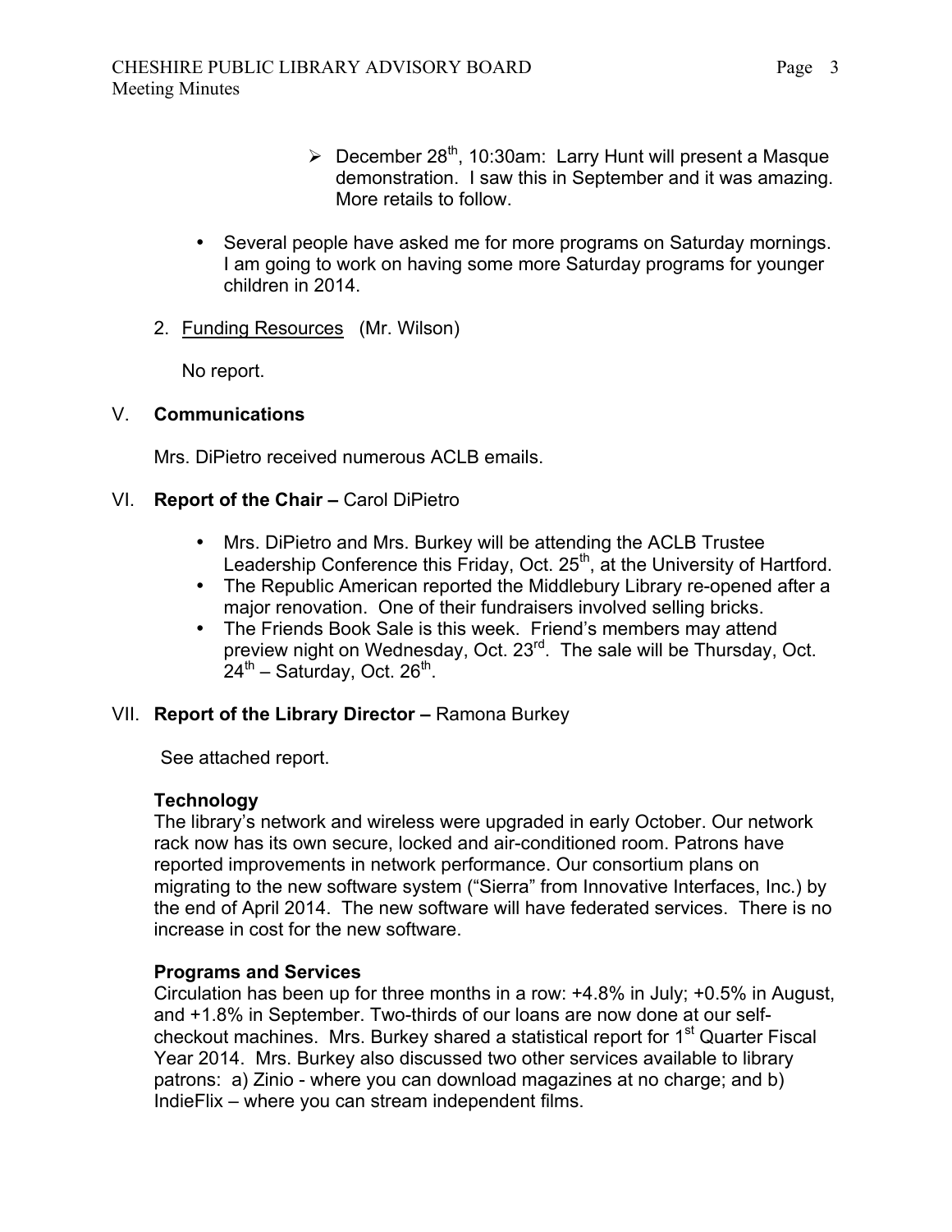- December 28th, 10:30am: Larry Hunt will present a Masque demonstration. I saw this in September and it was amazing. More retails to follow.

- Several people have asked me for more programs on Saturday mornings. I am going to work on having some more Saturday programs for younger children in 2014.

2. Funding Resources (Mr. Wilson)

   No report.

## V. Communications

Mrs. DiPietro received numerous ACLB emails.

## VI. Report of the Chair – Carol DiPietro

- Mrs. DiPietro and Mrs. Burkey will be attending the ACLB Trustee Leadership Conference this Friday, Oct. 25th, at the University of Hartford.
- The Republic American reported the Middlebury Library re-opened after a major renovation. One of their fundraisers involved selling bricks.
- The Friends Book Sale is this week. Friend's members may attend preview night on Wednesday, Oct. 23rd. The sale will be Thursday, Oct. 24th – Saturday, Oct. 26th.

## VII. Report of the Library Director – Ramona Burkey

See attached report.

**Technology**
The library's network and wireless were upgraded in early October. Our network rack now has its own secure, locked and air-conditioned room. Patrons have reported improvements in network performance. Our consortium plans on migrating to the new software system ("Sierra" from Innovative Interfaces, Inc.) by the end of April 2014. The new software will have federated services. There is no increase in cost for the new software.

**Programs and Services**
Circulation has been up for three months in a row: +4.8% in July; +0.5% in August, and +1.8% in September. Two-thirds of our loans are now done at our self-checkout machines. Mrs. Burkey shared a statistical report for 1st Quarter Fiscal Year 2014. Mrs. Burkey also discussed two other services available to library patrons: a) Zinio - where you can download magazines at no charge; and b) IndieFlix – where you can stream independent films.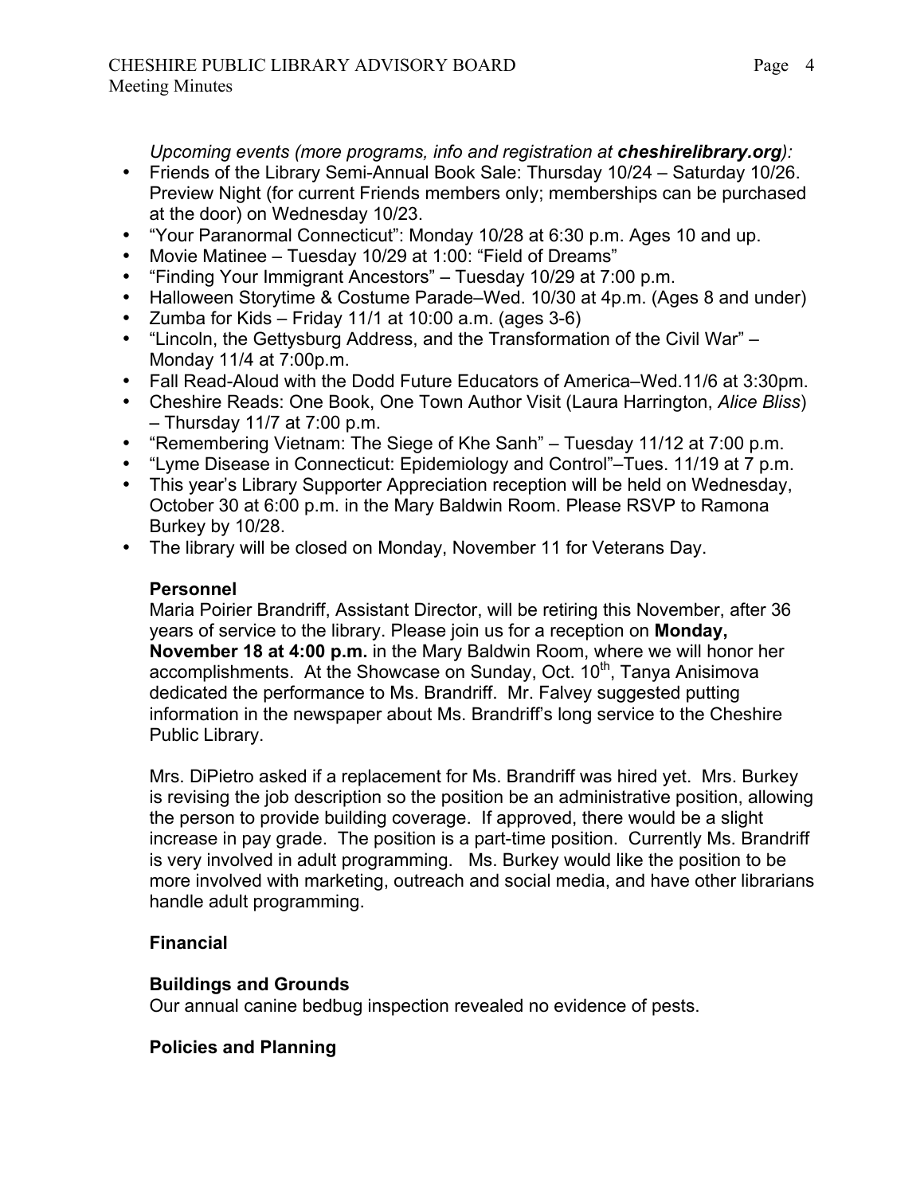*Upcoming events (more programs, info and registration at **cheshirelibrary.org**):*

- Friends of the Library Semi-Annual Book Sale: Thursday 10/24 – Saturday 10/26. Preview Night (for current Friends members only; memberships can be purchased at the door) on Wednesday 10/23.
- "Your Paranormal Connecticut": Monday 10/28 at 6:30 p.m. Ages 10 and up.
- Movie Matinee – Tuesday 10/29 at 1:00: "Field of Dreams"
- "Finding Your Immigrant Ancestors" – Tuesday 10/29 at 7:00 p.m.
- Halloween Storytime & Costume Parade–Wed. 10/30 at 4p.m. (Ages 8 and under)
- Zumba for Kids – Friday 11/1 at 10:00 a.m. (ages 3-6)
- "Lincoln, the Gettysburg Address, and the Transformation of the Civil War" – Monday 11/4 at 7:00p.m.
- Fall Read-Aloud with the Dodd Future Educators of America–Wed.11/6 at 3:30pm.
- Cheshire Reads: One Book, One Town Author Visit (Laura Harrington, *Alice Bliss*) – Thursday 11/7 at 7:00 p.m.
- "Remembering Vietnam: The Siege of Khe Sanh" – Tuesday 11/12 at 7:00 p.m.
- "Lyme Disease in Connecticut: Epidemiology and Control"–Tues. 11/19 at 7 p.m.
- This year's Library Supporter Appreciation reception will be held on Wednesday, October 30 at 6:00 p.m. in the Mary Baldwin Room. Please RSVP to Ramona Burkey by 10/28.
- The library will be closed on Monday, November 11 for Veterans Day.

**Personnel**

Maria Poirier Brandriff, Assistant Director, will be retiring this November, after 36 years of service to the library. Please join us for a reception on **Monday, November 18 at 4:00 p.m.** in the Mary Baldwin Room, where we will honor her accomplishments. At the Showcase on Sunday, Oct. 10th, Tanya Anisimova dedicated the performance to Ms. Brandriff. Mr. Falvey suggested putting information in the newspaper about Ms. Brandriff's long service to the Cheshire Public Library.

Mrs. DiPietro asked if a replacement for Ms. Brandriff was hired yet. Mrs. Burkey is revising the job description so the position be an administrative position, allowing the person to provide building coverage. If approved, there would be a slight increase in pay grade. The position is a part-time position. Currently Ms. Brandriff is very involved in adult programming. Ms. Burkey would like the position to be more involved with marketing, outreach and social media, and have other librarians handle adult programming.

**Financial**

**Buildings and Grounds**

Our annual canine bedbug inspection revealed no evidence of pests.

**Policies and Planning**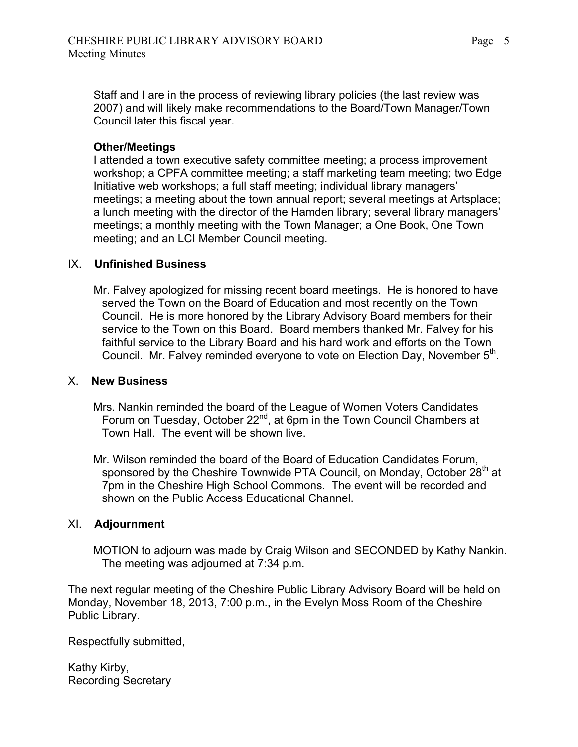Staff and I are in the process of reviewing library policies (the last review was 2007) and will likely make recommendations to the Board/Town Manager/Town Council later this fiscal year.

**Other/Meetings**

I attended a town executive safety committee meeting; a process improvement workshop; a CPFA committee meeting; a staff marketing team meeting; two Edge Initiative web workshops; a full staff meeting; individual library managers' meetings; a meeting about the town annual report; several meetings at Artsplace; a lunch meeting with the director of the Hamden library; several library managers' meetings; a monthly meeting with the Town Manager; a One Book, One Town meeting; and an LCI Member Council meeting.

## IX. Unfinished Business

Mr. Falvey apologized for missing recent board meetings. He is honored to have served the Town on the Board of Education and most recently on the Town Council. He is more honored by the Library Advisory Board members for their service to the Town on this Board. Board members thanked Mr. Falvey for his faithful service to the Library Board and his hard work and efforts on the Town Council. Mr. Falvey reminded everyone to vote on Election Day, November 5th.

## X. New Business

Mrs. Nankin reminded the board of the League of Women Voters Candidates Forum on Tuesday, October 22nd, at 6pm in the Town Council Chambers at Town Hall. The event will be shown live.

Mr. Wilson reminded the board of the Board of Education Candidates Forum, sponsored by the Cheshire Townwide PTA Council, on Monday, October 28th at 7pm in the Cheshire High School Commons. The event will be recorded and shown on the Public Access Educational Channel.

## XI. Adjournment

MOTION to adjourn was made by Craig Wilson and SECONDED by Kathy Nankin. The meeting was adjourned at 7:34 p.m.

The next regular meeting of the Cheshire Public Library Advisory Board will be held on Monday, November 18, 2013, 7:00 p.m., in the Evelyn Moss Room of the Cheshire Public Library.

Respectfully submitted,

Kathy Kirby,
Recording Secretary